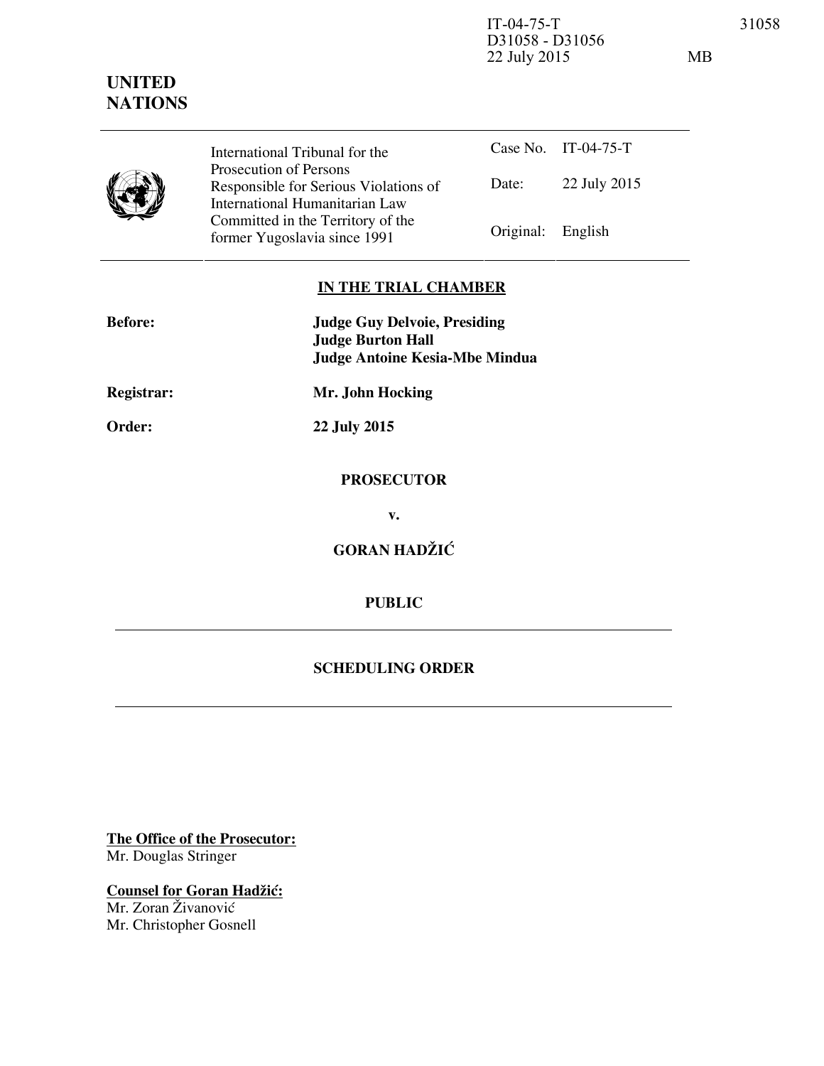IT-04-75-T 31058
D31058 - D31056
22 July 2015 MB

**UNITED NATIONS**

| | International Tribunal for the Prosecution of Persons Responsible for Serious Violations of International Humanitarian Law Committed in the Territory of the former Yugoslavia since 1991 | Case No. | IT-04-75-T |
|---|---|---|---|
| | | Date: | 22 July 2015 |
| | | Original: | English |

**IN THE TRIAL CHAMBER**

**Before:** **Judge Guy Delvoie, Presiding**
**Judge Burton Hall**
**Judge Antoine Kesia-Mbe Mindua**

**Registrar:** **Mr. John Hocking**

**Order:** **22 July 2015**

**PROSECUTOR**

**v.**

**GORAN HADŽIĆ**

**PUBLIC**

---

**SCHEDULING ORDER**

---

**The Office of the Prosecutor:**
Mr. Douglas Stringer

**Counsel for Goran Hadžić:**
Mr. Zoran Živanović
Mr. Christopher Gosnell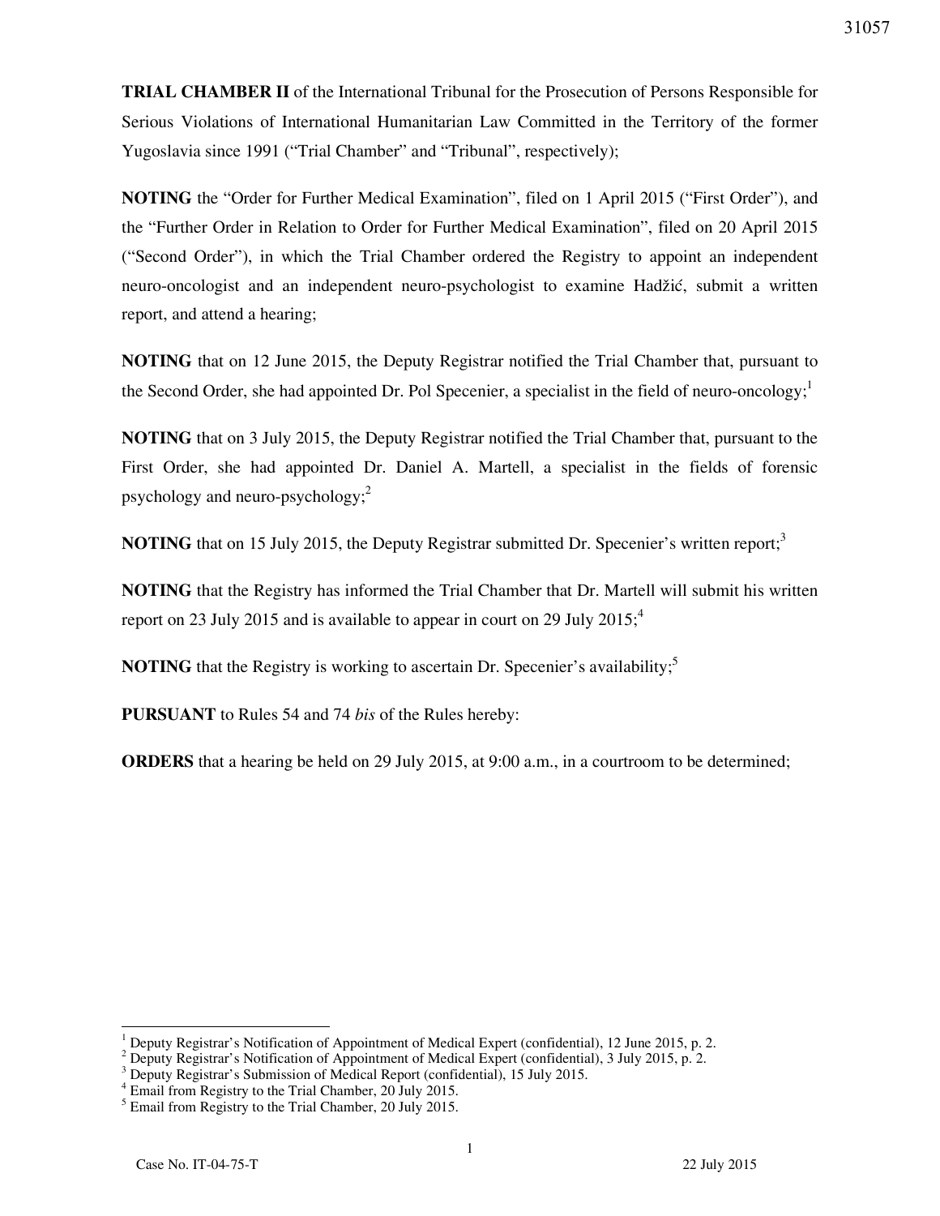**TRIAL CHAMBER II** of the International Tribunal for the Prosecution of Persons Responsible for Serious Violations of International Humanitarian Law Committed in the Territory of the former Yugoslavia since 1991 ("Trial Chamber" and "Tribunal", respectively);

**NOTING** the "Order for Further Medical Examination", filed on 1 April 2015 ("First Order"), and the "Further Order in Relation to Order for Further Medical Examination", filed on 20 April 2015 ("Second Order"), in which the Trial Chamber ordered the Registry to appoint an independent neuro-oncologist and an independent neuro-psychologist to examine Hadžić, submit a written report, and attend a hearing;

**NOTING** that on 12 June 2015, the Deputy Registrar notified the Trial Chamber that, pursuant to the Second Order, she had appointed Dr. Pol Specenier, a specialist in the field of neuro-oncology;[1]

**NOTING** that on 3 July 2015, the Deputy Registrar notified the Trial Chamber that, pursuant to the First Order, she had appointed Dr. Daniel A. Martell, a specialist in the fields of forensic psychology and neuro-psychology;[2]

**NOTING** that on 15 July 2015, the Deputy Registrar submitted Dr. Specenier's written report;[3]

**NOTING** that the Registry has informed the Trial Chamber that Dr. Martell will submit his written report on 23 July 2015 and is available to appear in court on 29 July 2015;[4]

**NOTING** that the Registry is working to ascertain Dr. Specenier's availability;[5]

**PURSUANT** to Rules 54 and 74 *bis* of the Rules hereby:

**ORDERS** that a hearing be held on 29 July 2015, at 9:00 a.m., in a courtroom to be determined;

---

[1] Deputy Registrar's Notification of Appointment of Medical Expert (confidential), 12 June 2015, p. 2.

[2] Deputy Registrar's Notification of Appointment of Medical Expert (confidential), 3 July 2015, p. 2.

[3] Deputy Registrar's Submission of Medical Report (confidential), 15 July 2015.

[4] Email from Registry to the Trial Chamber, 20 July 2015.

[5] Email from Registry to the Trial Chamber, 20 July 2015.

Case No. IT-04-75-T 22 July 2015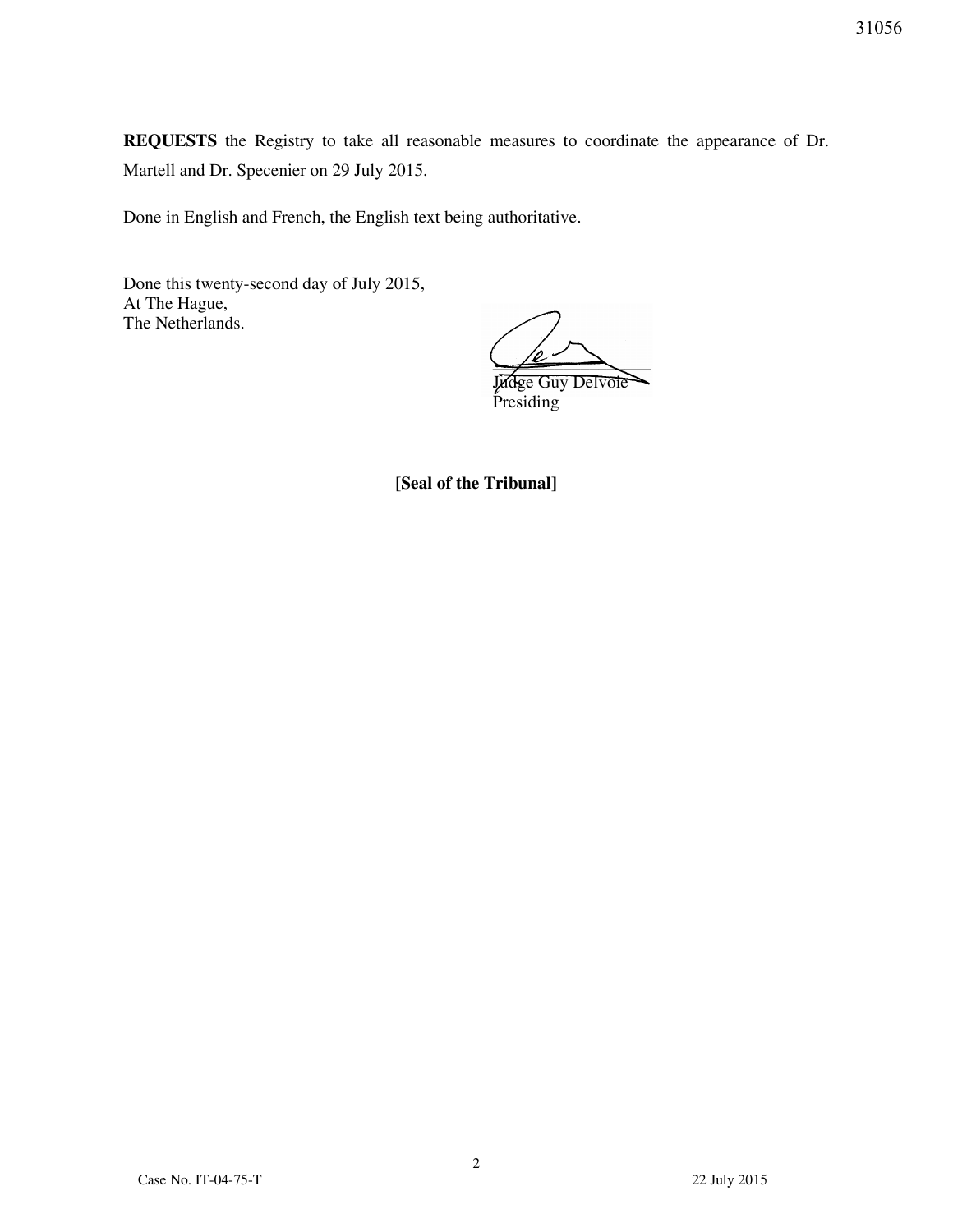**REQUESTS** the Registry to take all reasonable measures to coordinate the appearance of Dr. Martell and Dr. Specenier on 29 July 2015.

Done in English and French, the English text being authoritative.

Done this twenty-second day of July 2015,
At The Hague,
The Netherlands.

Judge Guy Delvoie
Presiding

**[Seal of the Tribunal]**